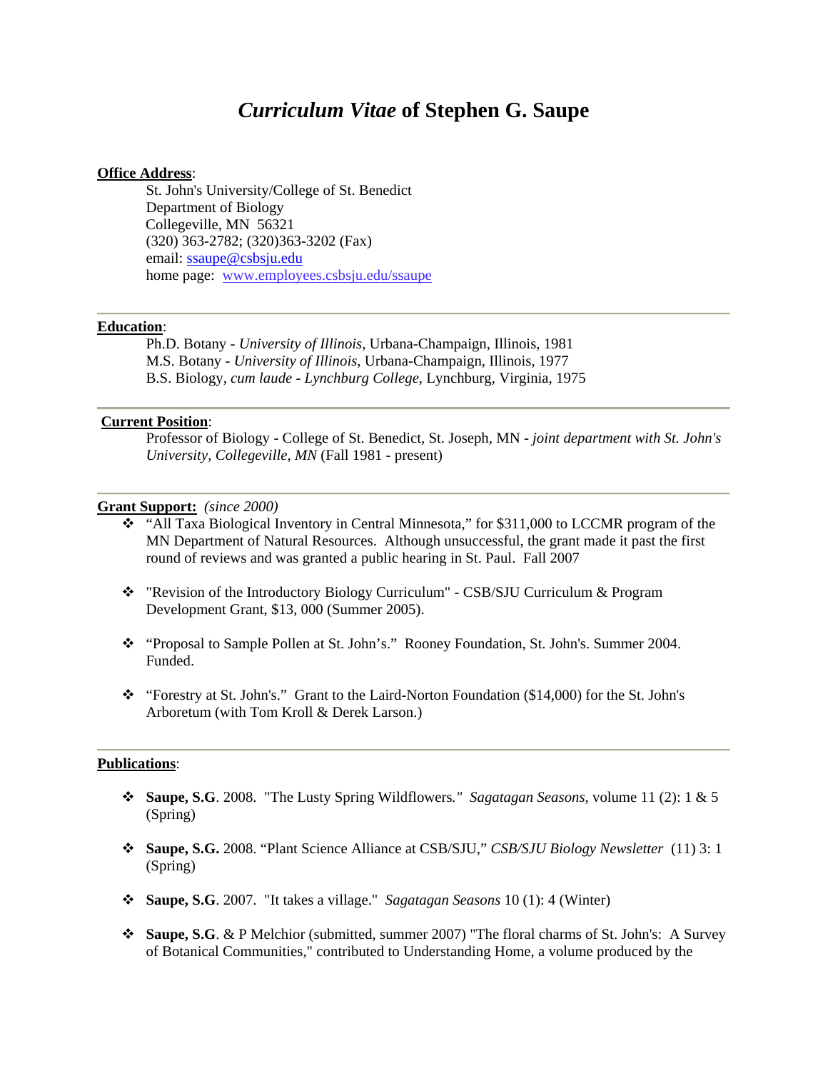# *Curriculum Vitae* of Stephen G. Saupe

**Office Address**:

St. John's University/College of St. Benedict
Department of Biology
Collegeville, MN 56321
(320) 363-2782; (320)363-3202 (Fax)
email: ssaupe@csbsju.edu
home page: www.employees.csbsju.edu/ssaupe

---

**Education**:

Ph.D. Botany - *University of Illinois*, Urbana-Champaign, Illinois, 1981
M.S. Botany - *University of Illinois*, Urbana-Champaign, Illinois, 1977
B.S. Biology, *cum laude* - *Lynchburg College*, Lynchburg, Virginia, 1975

---

**Current Position**:

Professor of Biology - College of St. Benedict, St. Joseph, MN - *joint department with St. John's University, Collegeville, MN* (Fall 1981 - present)

---

**Grant Support:** *(since 2000)*

- "All Taxa Biological Inventory in Central Minnesota," for $311,000 to LCCMR program of the MN Department of Natural Resources. Although unsuccessful, the grant made it past the first round of reviews and was granted a public hearing in St. Paul. Fall 2007

- "Revision of the Introductory Biology Curriculum" - CSB/SJU Curriculum & Program Development Grant, $13, 000 (Summer 2005).

- "Proposal to Sample Pollen at St. John's." Rooney Foundation, St. John's. Summer 2004. Funded.

- "Forestry at St. John's." Grant to the Laird-Norton Foundation ($14,000) for the St. John's Arboretum (with Tom Kroll & Derek Larson.)

---

**Publications**:

- **Saupe, S.G**. 2008. "The Lusty Spring Wildflowers." *Sagatagan Seasons*, volume 11 (2): 1 & 5 (Spring)

- **Saupe, S.G.** 2008. "Plant Science Alliance at CSB/SJU," *CSB/SJU Biology Newsletter* (11) 3: 1 (Spring)

- **Saupe, S.G**. 2007. "It takes a village." *Sagatagan Seasons* 10 (1): 4 (Winter)

- **Saupe, S.G**. & P Melchior (submitted, summer 2007) "The floral charms of St. John's: A Survey of Botanical Communities," contributed to Understanding Home, a volume produced by the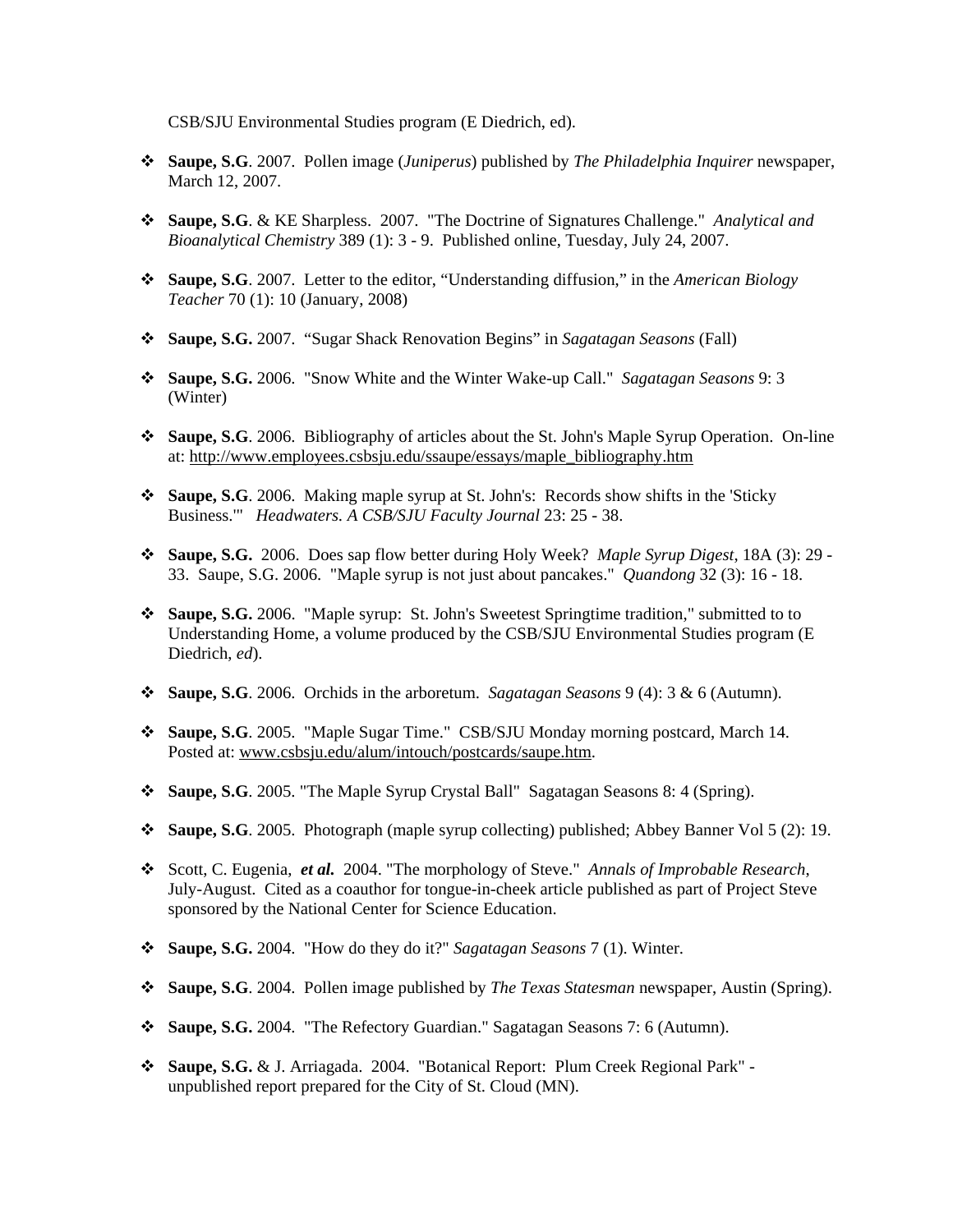CSB/SJU Environmental Studies program (E Diedrich, ed).

- **Saupe, S.G**. 2007. Pollen image (*Juniperus*) published by *The Philadelphia Inquirer* newspaper, March 12, 2007.

- **Saupe, S.G**. & KE Sharpless. 2007. "The Doctrine of Signatures Challenge." *Analytical and Bioanalytical Chemistry* 389 (1): 3 - 9. Published online, Tuesday, July 24, 2007.

- **Saupe, S.G**. 2007. Letter to the editor, "Understanding diffusion," in the *American Biology Teacher* 70 (1): 10 (January, 2008)

- **Saupe, S.G.** 2007. "Sugar Shack Renovation Begins" in *Sagatagan Seasons* (Fall)

- **Saupe, S.G.** 2006. "Snow White and the Winter Wake-up Call." *Sagatagan Seasons* 9: 3 (Winter)

- **Saupe, S.G**. 2006. Bibliography of articles about the St. John's Maple Syrup Operation. On-line at: http://www.employees.csbsju.edu/ssaupe/essays/maple_bibliography.htm

- **Saupe, S.G**. 2006. Making maple syrup at St. John's: Records show shifts in the 'Sticky Business.'" *Headwaters. A CSB/SJU Faculty Journal* 23: 25 - 38.

- **Saupe, S.G.** 2006. Does sap flow better during Holy Week? *Maple Syrup Digest*, 18A (3): 29 - 33. Saupe, S.G. 2006. "Maple syrup is not just about pancakes." *Quandong* 32 (3): 16 - 18.

- **Saupe, S.G.** 2006. "Maple syrup: St. John's Sweetest Springtime tradition," submitted to to Understanding Home, a volume produced by the CSB/SJU Environmental Studies program (E Diedrich, *ed*).

- **Saupe, S.G**. 2006. Orchids in the arboretum. *Sagatagan Seasons* 9 (4): 3 & 6 (Autumn).

- **Saupe, S.G**. 2005. "Maple Sugar Time." CSB/SJU Monday morning postcard, March 14. Posted at: www.csbsju.edu/alum/intouch/postcards/saupe.htm.

- **Saupe, S.G**. 2005. "The Maple Syrup Crystal Ball" Sagatagan Seasons 8: 4 (Spring).

- **Saupe, S.G**. 2005. Photograph (maple syrup collecting) published; Abbey Banner Vol 5 (2): 19.

- Scott, C. Eugenia, ***et al.*** 2004. "The morphology of Steve." *Annals of Improbable Research*, July-August. Cited as a coauthor for tongue-in-cheek article published as part of Project Steve sponsored by the National Center for Science Education.

- **Saupe, S.G.** 2004. "How do they do it?" *Sagatagan Seasons* 7 (1). Winter.

- **Saupe, S.G**. 2004. Pollen image published by *The Texas Statesman* newspaper, Austin (Spring).

- **Saupe, S.G.** 2004. "The Refectory Guardian." Sagatagan Seasons 7: 6 (Autumn).

- **Saupe, S.G.** & J. Arriagada. 2004. "Botanical Report: Plum Creek Regional Park" - unpublished report prepared for the City of St. Cloud (MN).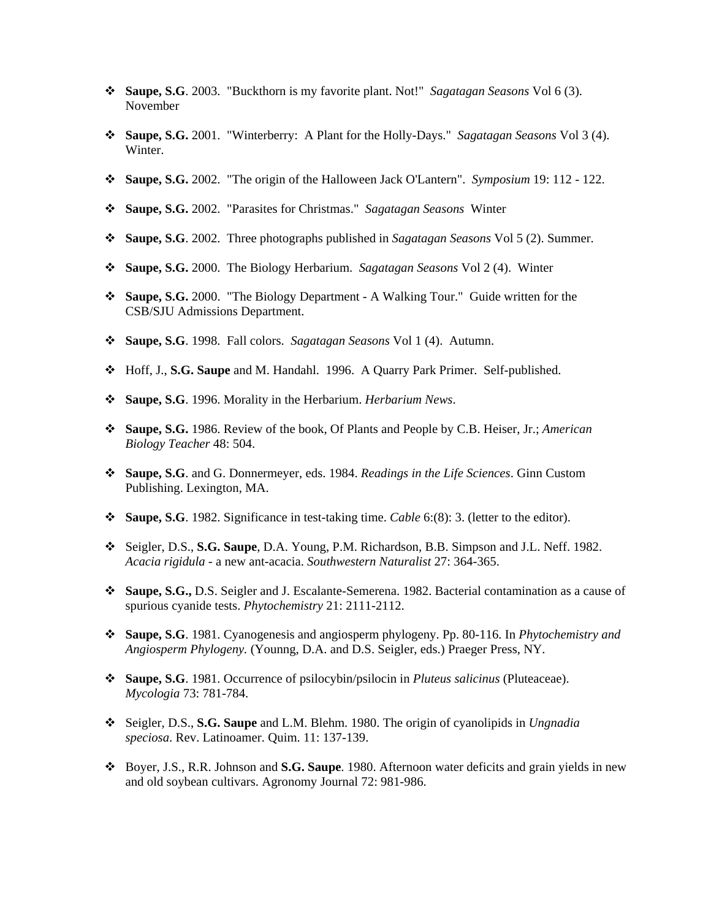- **Saupe, S.G**. 2003. "Buckthorn is my favorite plant. Not!" *Sagatagan Seasons* Vol 6 (3). November

- **Saupe, S.G.** 2001. "Winterberry: A Plant for the Holly-Days." *Sagatagan Seasons* Vol 3 (4). Winter.

- **Saupe, S.G.** 2002. "The origin of the Halloween Jack O'Lantern". *Symposium* 19: 112 - 122.

- **Saupe, S.G.** 2002. "Parasites for Christmas." *Sagatagan Seasons* Winter

- **Saupe, S.G**. 2002. Three photographs published in *Sagatagan Seasons* Vol 5 (2). Summer.

- **Saupe, S.G.** 2000. The Biology Herbarium. *Sagatagan Seasons* Vol 2 (4). Winter

- **Saupe, S.G.** 2000. "The Biology Department - A Walking Tour." Guide written for the CSB/SJU Admissions Department.

- **Saupe, S.G**. 1998. Fall colors. *Sagatagan Seasons* Vol 1 (4). Autumn.

- Hoff, J., **S.G. Saupe** and M. Handahl. 1996. A Quarry Park Primer. Self-published.

- **Saupe, S.G**. 1996. Morality in the Herbarium. *Herbarium News*.

- **Saupe, S.G.** 1986. Review of the book, Of Plants and People by C.B. Heiser, Jr.; *American Biology Teacher* 48: 504.

- **Saupe, S.G**. and G. Donnermeyer, eds. 1984. *Readings in the Life Sciences*. Ginn Custom Publishing. Lexington, MA.

- **Saupe, S.G**. 1982. Significance in test-taking time. *Cable* 6:(8): 3. (letter to the editor).

- Seigler, D.S., **S.G. Saupe**, D.A. Young, P.M. Richardson, B.B. Simpson and J.L. Neff. 1982. *Acacia rigidula* - a new ant-acacia. *Southwestern Naturalist* 27: 364-365.

- **Saupe, S.G.,** D.S. Seigler and J. Escalante-Semerena. 1982. Bacterial contamination as a cause of spurious cyanide tests. *Phytochemistry* 21: 2111-2112.

- **Saupe, S.G**. 1981. Cyanogenesis and angiosperm phylogeny. Pp. 80-116. In *Phytochemistry and Angiosperm Phylogeny.* (Younng, D.A. and D.S. Seigler, eds.) Praeger Press, NY.

- **Saupe, S.G**. 1981. Occurrence of psilocybin/psilocin in *Pluteus salicinus* (Pluteaceae). *Mycologia* 73: 781-784.

- Seigler, D.S., **S.G. Saupe** and L.M. Blehm. 1980. The origin of cyanolipids in *Ungnadia speciosa*. Rev. Latinoamer. Quim. 11: 137-139.

- Boyer, J.S., R.R. Johnson and **S.G. Saupe**. 1980. Afternoon water deficits and grain yields in new and old soybean cultivars. Agronomy Journal 72: 981-986.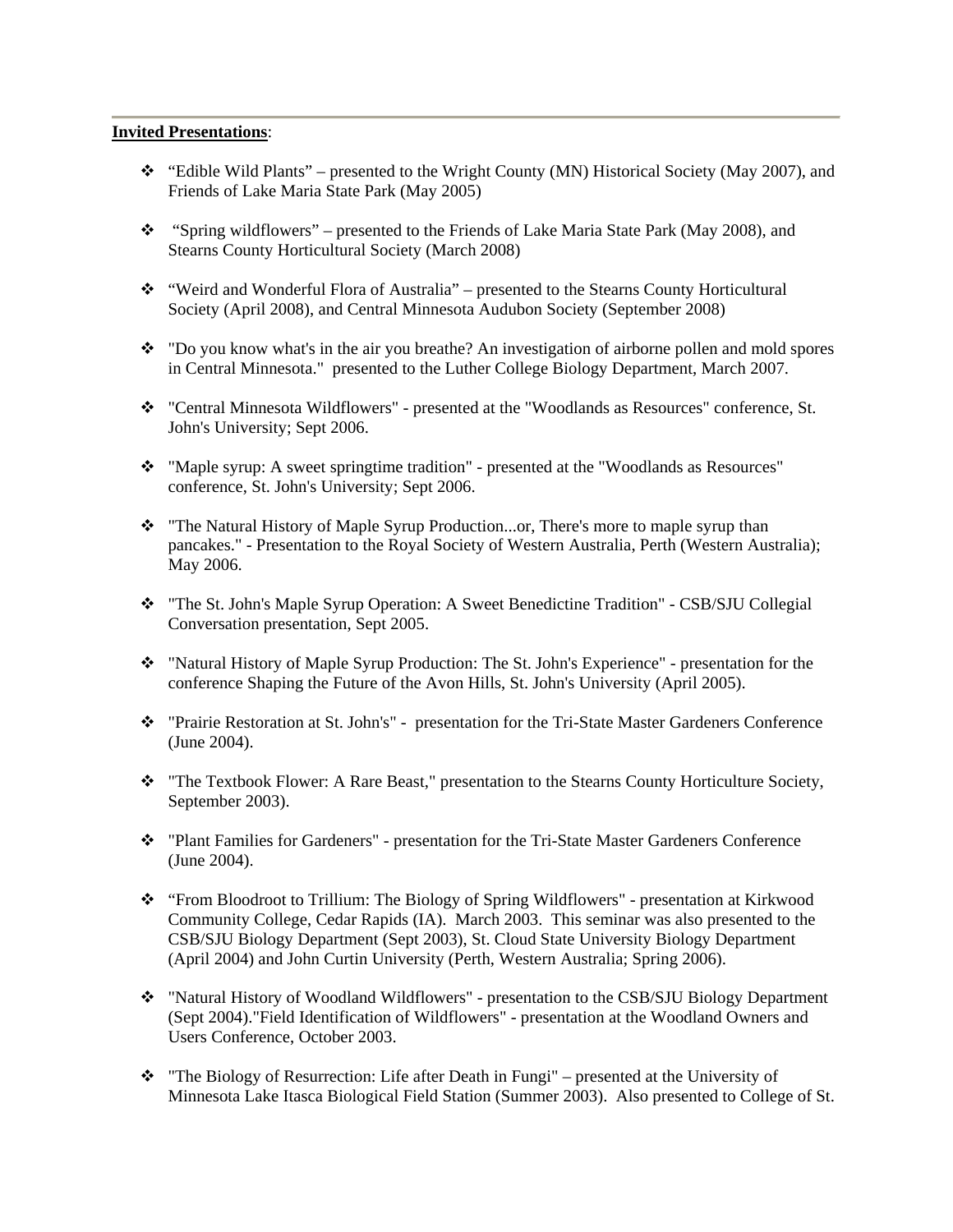**Invited Presentations**:

- "Edible Wild Plants" – presented to the Wright County (MN) Historical Society (May 2007), and Friends of Lake Maria State Park (May 2005)

- "Spring wildflowers" – presented to the Friends of Lake Maria State Park (May 2008), and Stearns County Horticultural Society (March 2008)

- "Weird and Wonderful Flora of Australia" – presented to the Stearns County Horticultural Society (April 2008), and Central Minnesota Audubon Society (September 2008)

- "Do you know what's in the air you breathe? An investigation of airborne pollen and mold spores in Central Minnesota." presented to the Luther College Biology Department, March 2007.

- "Central Minnesota Wildflowers" - presented at the "Woodlands as Resources" conference, St. John's University; Sept 2006.

- "Maple syrup: A sweet springtime tradition" - presented at the "Woodlands as Resources" conference, St. John's University; Sept 2006.

- "The Natural History of Maple Syrup Production...or, There's more to maple syrup than pancakes." - Presentation to the Royal Society of Western Australia, Perth (Western Australia); May 2006.

- "The St. John's Maple Syrup Operation: A Sweet Benedictine Tradition" - CSB/SJU Collegial Conversation presentation, Sept 2005.

- "Natural History of Maple Syrup Production: The St. John's Experience" - presentation for the conference Shaping the Future of the Avon Hills, St. John's University (April 2005).

- "Prairie Restoration at St. John's" - presentation for the Tri-State Master Gardeners Conference (June 2004).

- "The Textbook Flower: A Rare Beast," presentation to the Stearns County Horticulture Society, September 2003).

- "Plant Families for Gardeners" - presentation for the Tri-State Master Gardeners Conference (June 2004).

- "From Bloodroot to Trillium: The Biology of Spring Wildflowers" - presentation at Kirkwood Community College, Cedar Rapids (IA). March 2003. This seminar was also presented to the CSB/SJU Biology Department (Sept 2003), St. Cloud State University Biology Department (April 2004) and John Curtin University (Perth, Western Australia; Spring 2006).

- "Natural History of Woodland Wildflowers" - presentation to the CSB/SJU Biology Department (Sept 2004)."Field Identification of Wildflowers" - presentation at the Woodland Owners and Users Conference, October 2003.

- "The Biology of Resurrection: Life after Death in Fungi" – presented at the University of Minnesota Lake Itasca Biological Field Station (Summer 2003). Also presented to College of St.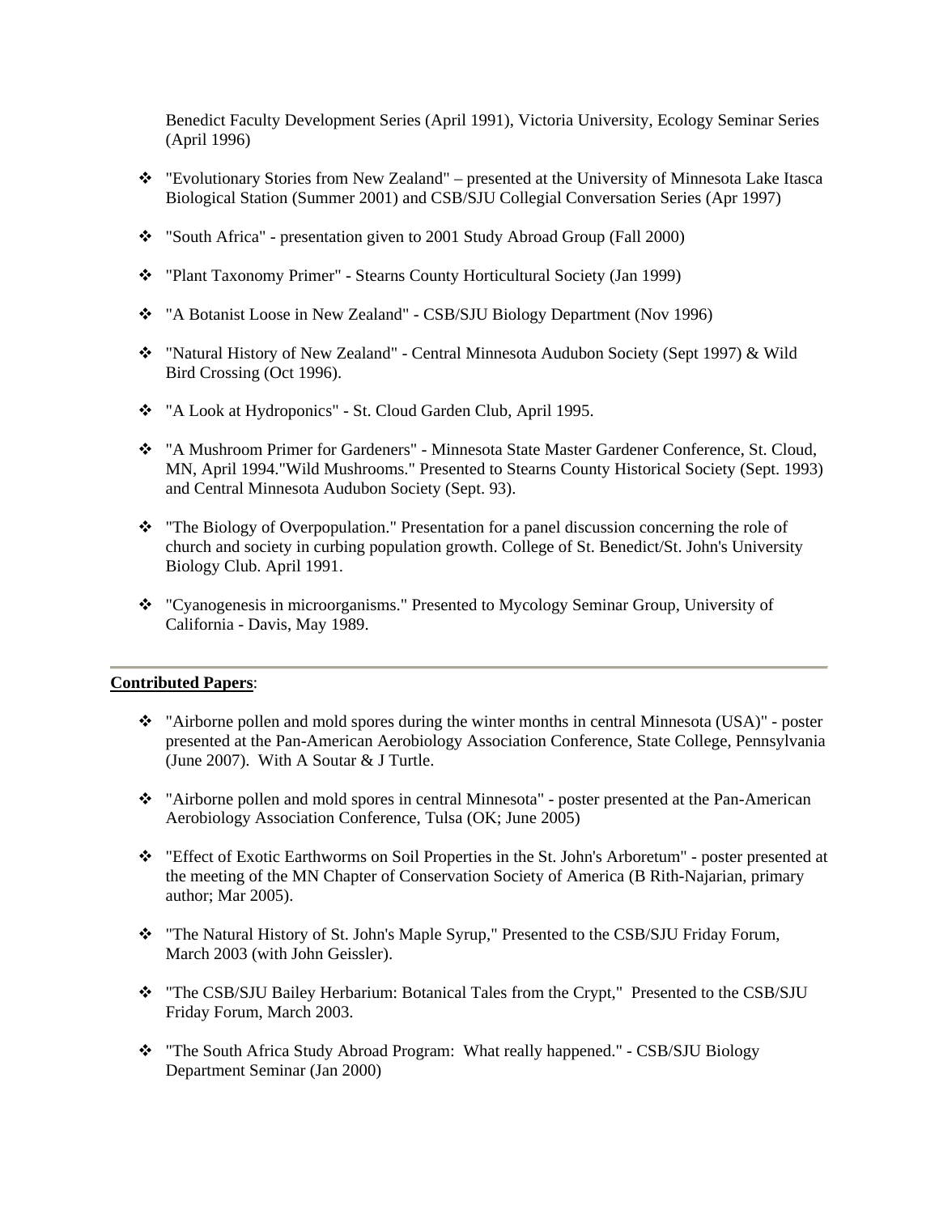Benedict Faculty Development Series (April 1991), Victoria University, Ecology Seminar Series (April 1996)

- "Evolutionary Stories from New Zealand" – presented at the University of Minnesota Lake Itasca Biological Station (Summer 2001) and CSB/SJU Collegial Conversation Series (Apr 1997)
- "South Africa" - presentation given to 2001 Study Abroad Group (Fall 2000)
- "Plant Taxonomy Primer" - Stearns County Horticultural Society (Jan 1999)
- "A Botanist Loose in New Zealand" - CSB/SJU Biology Department (Nov 1996)
- "Natural History of New Zealand" - Central Minnesota Audubon Society (Sept 1997) & Wild Bird Crossing (Oct 1996).
- "A Look at Hydroponics" - St. Cloud Garden Club, April 1995.
- "A Mushroom Primer for Gardeners" - Minnesota State Master Gardener Conference, St. Cloud, MN, April 1994."Wild Mushrooms." Presented to Stearns County Historical Society (Sept. 1993) and Central Minnesota Audubon Society (Sept. 93).
- "The Biology of Overpopulation." Presentation for a panel discussion concerning the role of church and society in curbing population growth. College of St. Benedict/St. John's University Biology Club. April 1991.
- "Cyanogenesis in microorganisms." Presented to Mycology Seminar Group, University of California - Davis, May 1989.

---

**Contributed Papers**:

- "Airborne pollen and mold spores during the winter months in central Minnesota (USA)" - poster presented at the Pan-American Aerobiology Association Conference, State College, Pennsylvania (June 2007). With A Soutar & J Turtle.
- "Airborne pollen and mold spores in central Minnesota" - poster presented at the Pan-American Aerobiology Association Conference, Tulsa (OK; June 2005)
- "Effect of Exotic Earthworms on Soil Properties in the St. John's Arboretum" - poster presented at the meeting of the MN Chapter of Conservation Society of America (B Rith-Najarian, primary author; Mar 2005).
- "The Natural History of St. John's Maple Syrup," Presented to the CSB/SJU Friday Forum, March 2003 (with John Geissler).
- "The CSB/SJU Bailey Herbarium: Botanical Tales from the Crypt," Presented to the CSB/SJU Friday Forum, March 2003.
- "The South Africa Study Abroad Program: What really happened." - CSB/SJU Biology Department Seminar (Jan 2000)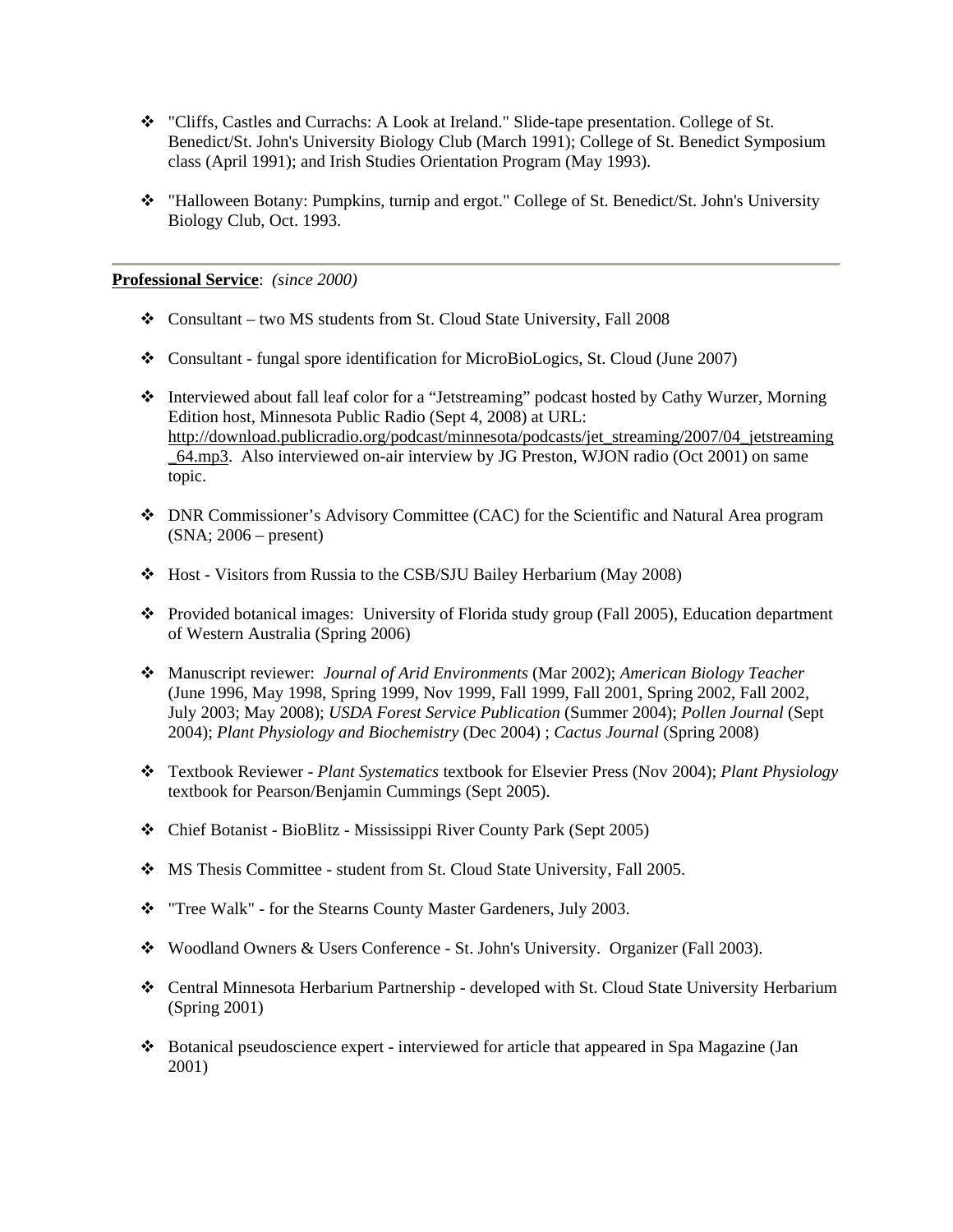- "Cliffs, Castles and Currachs: A Look at Ireland." Slide-tape presentation. College of St. Benedict/St. John's University Biology Club (March 1991); College of St. Benedict Symposium class (April 1991); and Irish Studies Orientation Program (May 1993).

- "Halloween Botany: Pumpkins, turnip and ergot." College of St. Benedict/St. John's University Biology Club, Oct. 1993.

---

**Professional Service**: *(since 2000)*

- Consultant – two MS students from St. Cloud State University, Fall 2008

- Consultant - fungal spore identification for MicroBioLogics, St. Cloud (June 2007)

- Interviewed about fall leaf color for a "Jetstreaming" podcast hosted by Cathy Wurzer, Morning Edition host, Minnesota Public Radio (Sept 4, 2008) at URL: http://download.publicradio.org/podcast/minnesota/podcasts/jet_streaming/2007/04_jetstreaming_64.mp3. Also interviewed on-air interview by JG Preston, WJON radio (Oct 2001) on same topic.

- DNR Commissioner's Advisory Committee (CAC) for the Scientific and Natural Area program (SNA; 2006 – present)

- Host - Visitors from Russia to the CSB/SJU Bailey Herbarium (May 2008)

- Provided botanical images: University of Florida study group (Fall 2005), Education department of Western Australia (Spring 2006)

- Manuscript reviewer: *Journal of Arid Environments* (Mar 2002); *American Biology Teacher* (June 1996, May 1998, Spring 1999, Nov 1999, Fall 1999, Fall 2001, Spring 2002, Fall 2002, July 2003; May 2008); *USDA Forest Service Publication* (Summer 2004); *Pollen Journal* (Sept 2004); *Plant Physiology and Biochemistry* (Dec 2004) ; *Cactus Journal* (Spring 2008)

- Textbook Reviewer - *Plant Systematics* textbook for Elsevier Press (Nov 2004); *Plant Physiology* textbook for Pearson/Benjamin Cummings (Sept 2005).

- Chief Botanist - BioBlitz - Mississippi River County Park (Sept 2005)

- MS Thesis Committee - student from St. Cloud State University, Fall 2005.

- "Tree Walk" - for the Stearns County Master Gardeners, July 2003.

- Woodland Owners & Users Conference - St. John's University. Organizer (Fall 2003).

- Central Minnesota Herbarium Partnership - developed with St. Cloud State University Herbarium (Spring 2001)

- Botanical pseudoscience expert - interviewed for article that appeared in Spa Magazine (Jan 2001)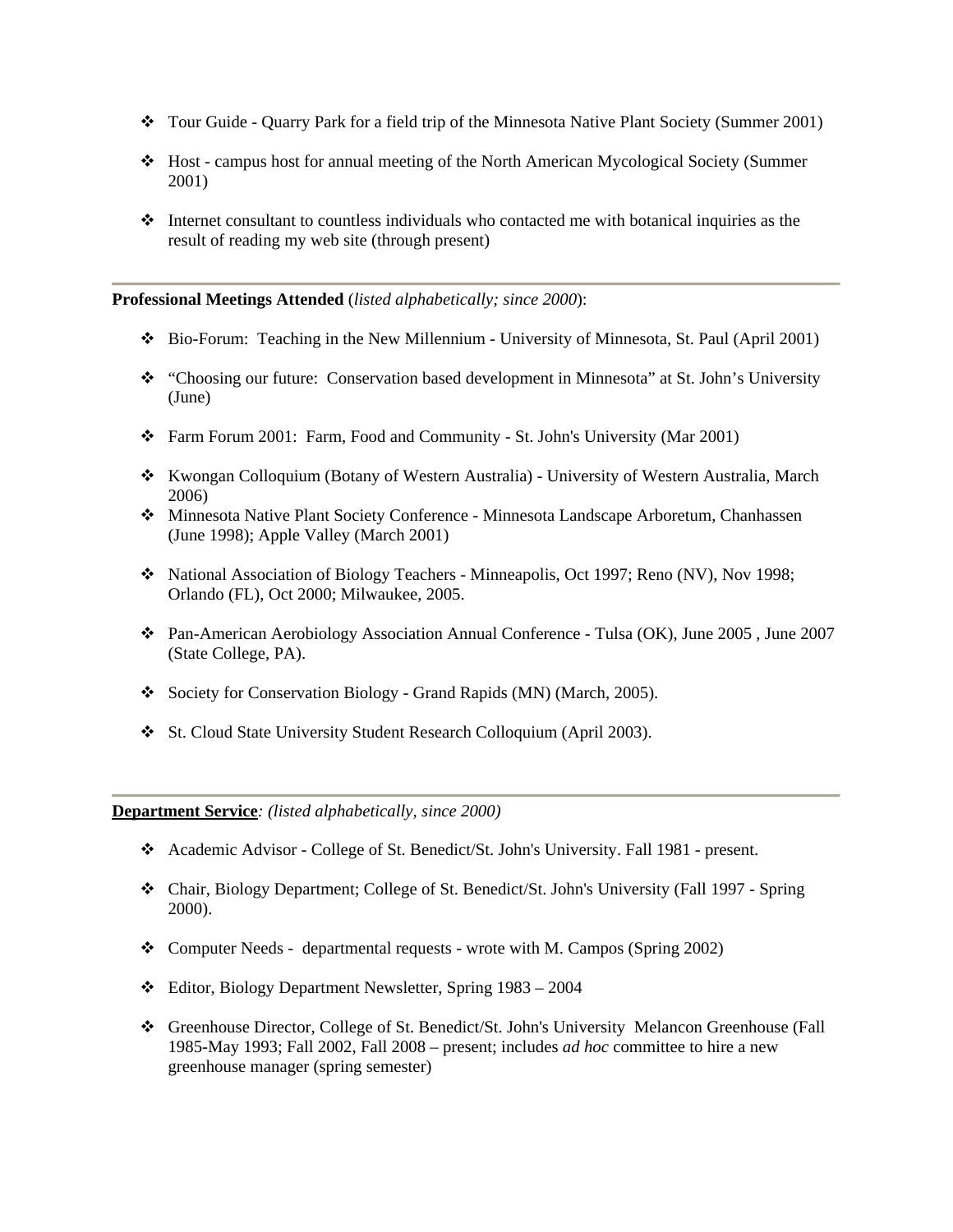- Tour Guide - Quarry Park for a field trip of the Minnesota Native Plant Society (Summer 2001)
- Host - campus host for annual meeting of the North American Mycological Society (Summer 2001)
- Internet consultant to countless individuals who contacted me with botanical inquiries as the result of reading my web site (through present)

---

**Professional Meetings Attended** (*listed alphabetically; since 2000*):

- Bio-Forum: Teaching in the New Millennium - University of Minnesota, St. Paul (April 2001)
- "Choosing our future: Conservation based development in Minnesota" at St. John's University (June)
- Farm Forum 2001: Farm, Food and Community - St. John's University (Mar 2001)
- Kwongan Colloquium (Botany of Western Australia) - University of Western Australia, March 2006)
- Minnesota Native Plant Society Conference - Minnesota Landscape Arboretum, Chanhassen (June 1998); Apple Valley (March 2001)
- National Association of Biology Teachers - Minneapolis, Oct 1997; Reno (NV), Nov 1998; Orlando (FL), Oct 2000; Milwaukee, 2005.
- Pan-American Aerobiology Association Annual Conference - Tulsa (OK), June 2005 , June 2007 (State College, PA).
- Society for Conservation Biology - Grand Rapids (MN) (March, 2005).
- St. Cloud State University Student Research Colloquium (April 2003).

---

**Department Service***: (listed alphabetically, since 2000)*

- Academic Advisor - College of St. Benedict/St. John's University. Fall 1981 - present.
- Chair, Biology Department; College of St. Benedict/St. John's University (Fall 1997 - Spring 2000).
- Computer Needs - departmental requests - wrote with M. Campos (Spring 2002)
- Editor, Biology Department Newsletter, Spring 1983 – 2004
- Greenhouse Director, College of St. Benedict/St. John's University Melancon Greenhouse (Fall 1985-May 1993; Fall 2002, Fall 2008 – present; includes *ad hoc* committee to hire a new greenhouse manager (spring semester)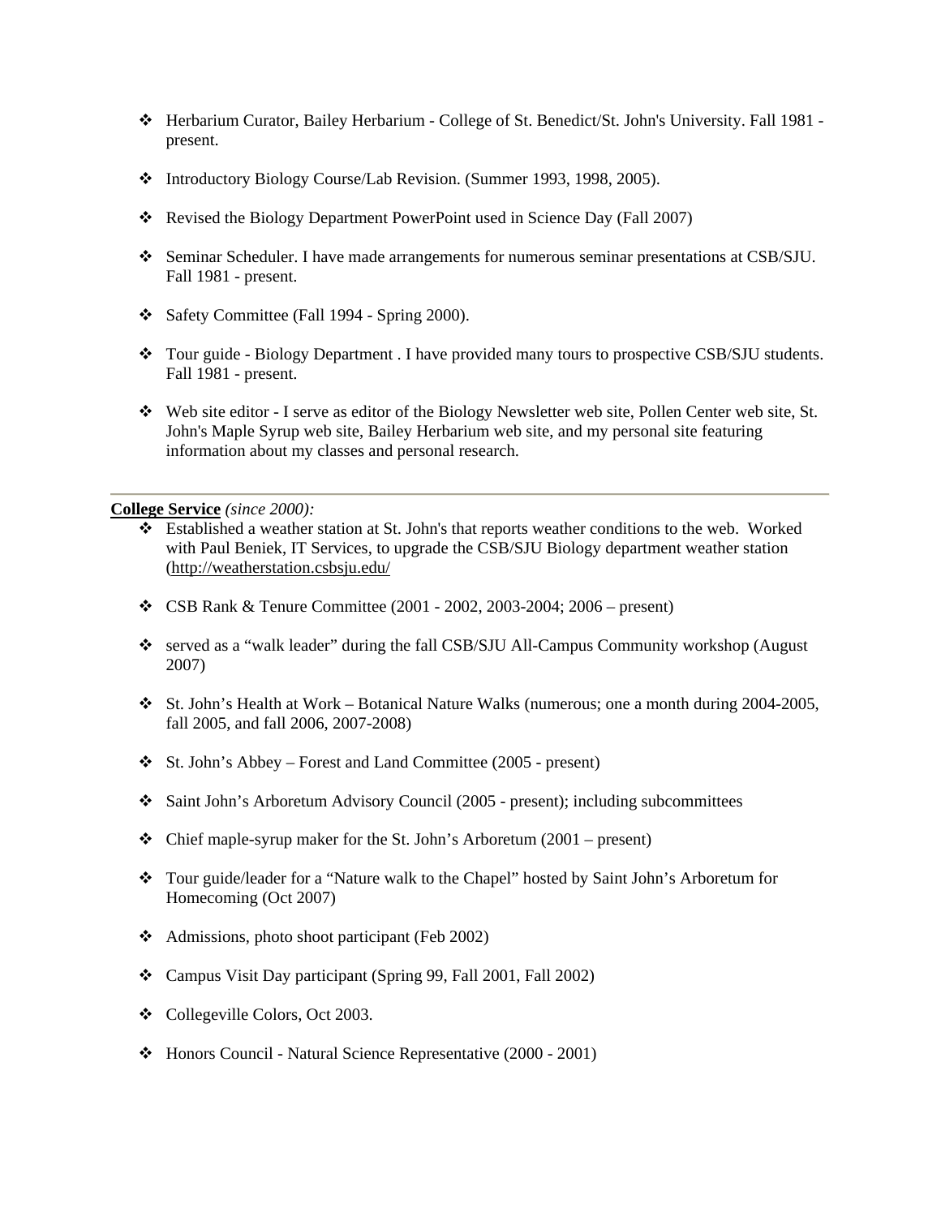- Herbarium Curator, Bailey Herbarium - College of St. Benedict/St. John's University. Fall 1981 - present.

- Introductory Biology Course/Lab Revision. (Summer 1993, 1998, 2005).

- Revised the Biology Department PowerPoint used in Science Day (Fall 2007)

- Seminar Scheduler. I have made arrangements for numerous seminar presentations at CSB/SJU. Fall 1981 - present.

- Safety Committee (Fall 1994 - Spring 2000).

- Tour guide - Biology Department . I have provided many tours to prospective CSB/SJU students. Fall 1981 - present.

- Web site editor - I serve as editor of the Biology Newsletter web site, Pollen Center web site, St. John's Maple Syrup web site, Bailey Herbarium web site, and my personal site featuring information about my classes and personal research.

---

**College Service** *(since 2000):*

- Established a weather station at St. John's that reports weather conditions to the web. Worked with Paul Beniek, IT Services, to upgrade the CSB/SJU Biology department weather station (http://weatherstation.csbsju.edu/

- CSB Rank & Tenure Committee (2001 - 2002, 2003-2004; 2006 – present)

- served as a "walk leader" during the fall CSB/SJU All-Campus Community workshop (August 2007)

- St. John's Health at Work – Botanical Nature Walks (numerous; one a month during 2004-2005, fall 2005, and fall 2006, 2007-2008)

- St. John's Abbey – Forest and Land Committee (2005 - present)

- Saint John's Arboretum Advisory Council (2005 - present); including subcommittees

- Chief maple-syrup maker for the St. John's Arboretum (2001 – present)

- Tour guide/leader for a "Nature walk to the Chapel" hosted by Saint John's Arboretum for Homecoming (Oct 2007)

- Admissions, photo shoot participant (Feb 2002)

- Campus Visit Day participant (Spring 99, Fall 2001, Fall 2002)

- Collegeville Colors, Oct 2003.

- Honors Council - Natural Science Representative (2000 - 2001)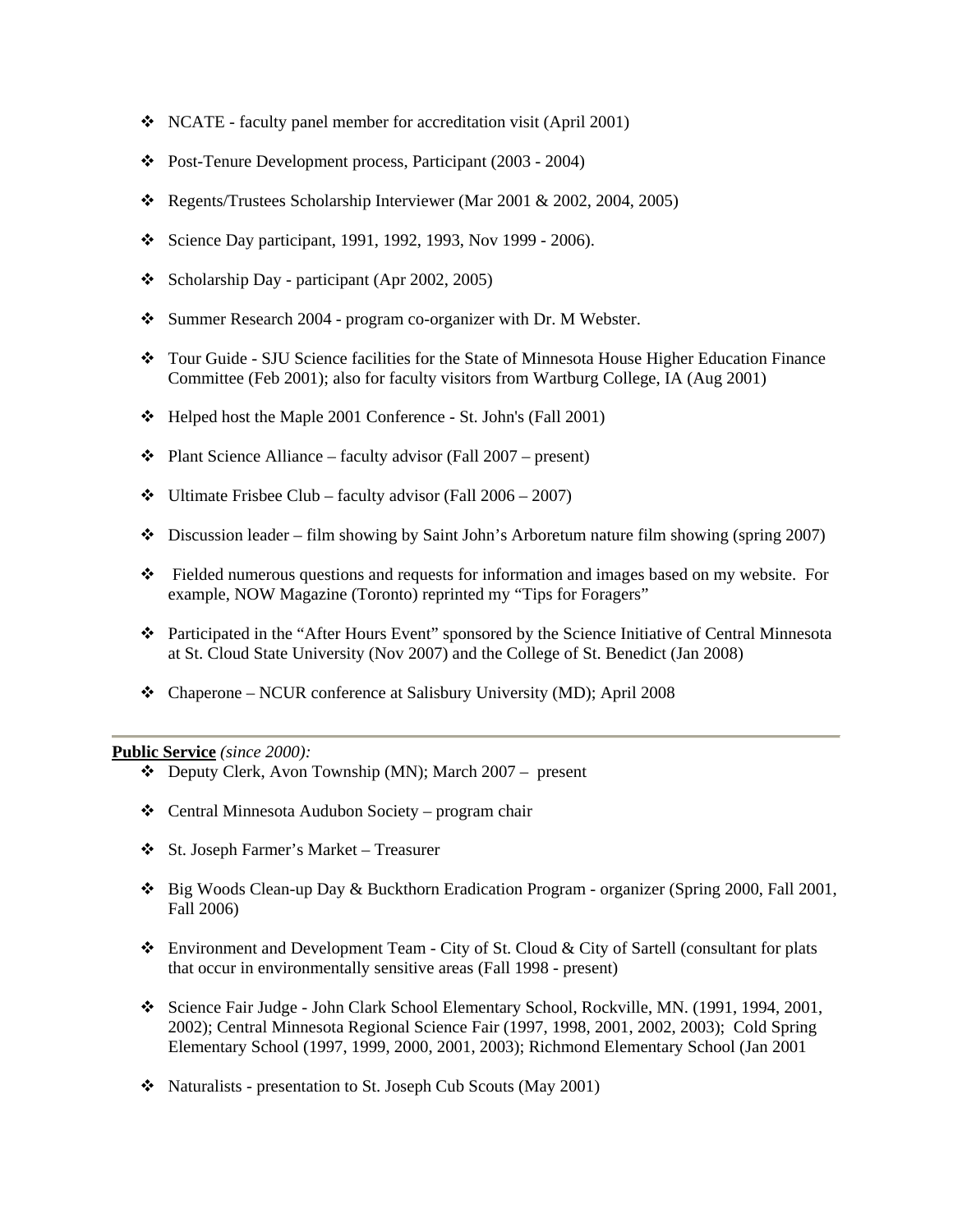- NCATE - faculty panel member for accreditation visit (April 2001)

- Post-Tenure Development process, Participant (2003 - 2004)

- Regents/Trustees Scholarship Interviewer (Mar 2001 & 2002, 2004, 2005)

- Science Day participant, 1991, 1992, 1993, Nov 1999 - 2006).

- Scholarship Day - participant (Apr 2002, 2005)

- Summer Research 2004 - program co-organizer with Dr. M Webster.

- Tour Guide - SJU Science facilities for the State of Minnesota House Higher Education Finance Committee (Feb 2001); also for faculty visitors from Wartburg College, IA (Aug 2001)

- Helped host the Maple 2001 Conference - St. John's (Fall 2001)

- Plant Science Alliance – faculty advisor (Fall 2007 – present)

- Ultimate Frisbee Club – faculty advisor (Fall 2006 – 2007)

- Discussion leader – film showing by Saint John's Arboretum nature film showing (spring 2007)

- Fielded numerous questions and requests for information and images based on my website. For example, NOW Magazine (Toronto) reprinted my "Tips for Foragers"

- Participated in the "After Hours Event" sponsored by the Science Initiative of Central Minnesota at St. Cloud State University (Nov 2007) and the College of St. Benedict (Jan 2008)

- Chaperone – NCUR conference at Salisbury University (MD); April 2008

---

**<u>Public Service</u>** *(since 2000):*

- Deputy Clerk, Avon Township (MN); March 2007 – present

- Central Minnesota Audubon Society – program chair

- St. Joseph Farmer's Market – Treasurer

- Big Woods Clean-up Day & Buckthorn Eradication Program - organizer (Spring 2000, Fall 2001, Fall 2006)

- Environment and Development Team - City of St. Cloud & City of Sartell (consultant for plats that occur in environmentally sensitive areas (Fall 1998 - present)

- Science Fair Judge - John Clark School Elementary School, Rockville, MN. (1991, 1994, 2001, 2002); Central Minnesota Regional Science Fair (1997, 1998, 2001, 2002, 2003); Cold Spring Elementary School (1997, 1999, 2000, 2001, 2003); Richmond Elementary School (Jan 2001

- Naturalists - presentation to St. Joseph Cub Scouts (May 2001)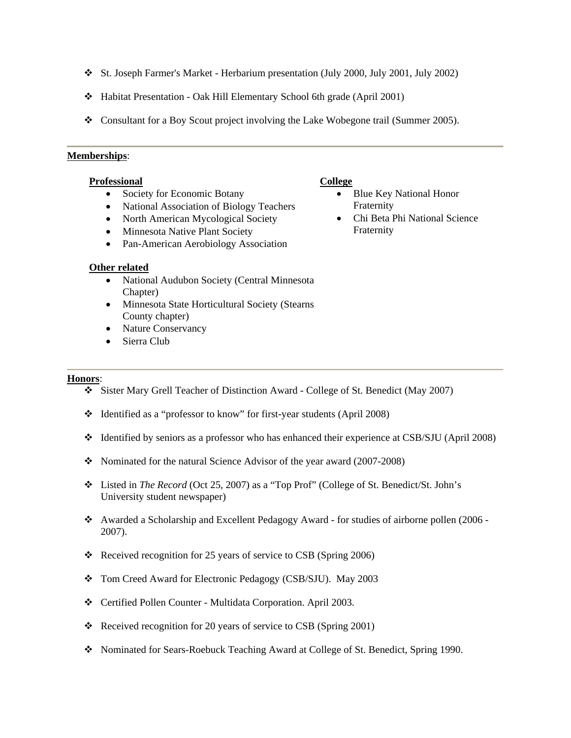- St. Joseph Farmer's Market - Herbarium presentation (July 2000, July 2001, July 2002)
- Habitat Presentation - Oak Hill Elementary School 6th grade (April 2001)
- Consultant for a Boy Scout project involving the Lake Wobegone trail (Summer 2005).

---

**Memberships**:

**Professional**

- Society for Economic Botany
- National Association of Biology Teachers
- North American Mycological Society
- Minnesota Native Plant Society
- Pan-American Aerobiology Association

**Other related**

- National Audubon Society (Central Minnesota Chapter)
- Minnesota State Horticultural Society (Stearns County chapter)
- Nature Conservancy
- Sierra Club

**College**

- Blue Key National Honor Fraternity
- Chi Beta Phi National Science Fraternity

---

**Honors**:

- Sister Mary Grell Teacher of Distinction Award - College of St. Benedict (May 2007)
- Identified as a "professor to know" for first-year students (April 2008)
- Identified by seniors as a professor who has enhanced their experience at CSB/SJU (April 2008)
- Nominated for the natural Science Advisor of the year award (2007-2008)
- Listed in *The Record* (Oct 25, 2007) as a "Top Prof" (College of St. Benedict/St. John's University student newspaper)
- Awarded a Scholarship and Excellent Pedagogy Award - for studies of airborne pollen (2006 - 2007).
- Received recognition for 25 years of service to CSB (Spring 2006)
- Tom Creed Award for Electronic Pedagogy (CSB/SJU). May 2003
- Certified Pollen Counter - Multidata Corporation. April 2003.
- Received recognition for 20 years of service to CSB (Spring 2001)
- Nominated for Sears-Roebuck Teaching Award at College of St. Benedict, Spring 1990.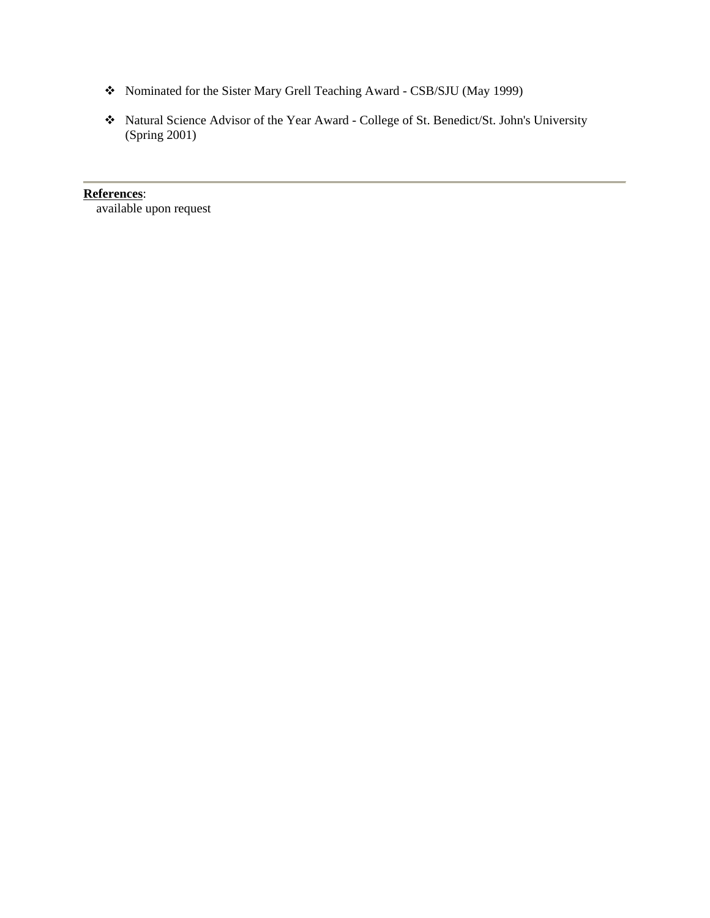- Nominated for the Sister Mary Grell Teaching Award - CSB/SJU (May 1999)

- Natural Science Advisor of the Year Award - College of St. Benedict/St. John's University (Spring 2001)

---

**References**:

available upon request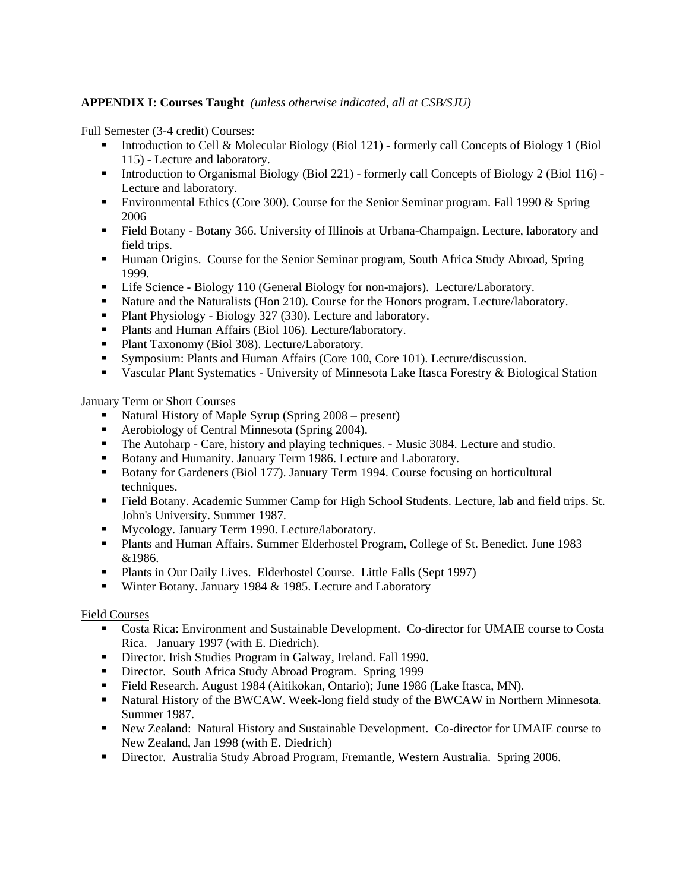**APPENDIX I: Courses Taught** *(unless otherwise indicated, all at CSB/SJU)*

Full Semester (3-4 credit) Courses:

- Introduction to Cell & Molecular Biology (Biol 121) - formerly call Concepts of Biology 1 (Biol 115) - Lecture and laboratory.
- Introduction to Organismal Biology (Biol 221) - formerly call Concepts of Biology 2 (Biol 116) - Lecture and laboratory.
- Environmental Ethics (Core 300). Course for the Senior Seminar program. Fall 1990 & Spring 2006
- Field Botany - Botany 366. University of Illinois at Urbana-Champaign. Lecture, laboratory and field trips.
- Human Origins. Course for the Senior Seminar program, South Africa Study Abroad, Spring 1999.
- Life Science - Biology 110 (General Biology for non-majors). Lecture/Laboratory.
- Nature and the Naturalists (Hon 210). Course for the Honors program. Lecture/laboratory.
- Plant Physiology - Biology 327 (330). Lecture and laboratory.
- Plants and Human Affairs (Biol 106). Lecture/laboratory.
- Plant Taxonomy (Biol 308). Lecture/Laboratory.
- Symposium: Plants and Human Affairs (Core 100, Core 101). Lecture/discussion.
- Vascular Plant Systematics - University of Minnesota Lake Itasca Forestry & Biological Station

January Term or Short Courses

- Natural History of Maple Syrup (Spring 2008 – present)
- Aerobiology of Central Minnesota (Spring 2004).
- The Autoharp - Care, history and playing techniques. - Music 3084. Lecture and studio.
- Botany and Humanity. January Term 1986. Lecture and Laboratory.
- Botany for Gardeners (Biol 177). January Term 1994. Course focusing on horticultural techniques.
- Field Botany. Academic Summer Camp for High School Students. Lecture, lab and field trips. St. John's University. Summer 1987.
- Mycology. January Term 1990. Lecture/laboratory.
- Plants and Human Affairs. Summer Elderhostel Program, College of St. Benedict. June 1983 &1986.
- Plants in Our Daily Lives. Elderhostel Course. Little Falls (Sept 1997)
- Winter Botany. January 1984 & 1985. Lecture and Laboratory

Field Courses

- Costa Rica: Environment and Sustainable Development. Co-director for UMAIE course to Costa Rica. January 1997 (with E. Diedrich).
- Director. Irish Studies Program in Galway, Ireland. Fall 1990.
- Director. South Africa Study Abroad Program. Spring 1999
- Field Research. August 1984 (Aitikokan, Ontario); June 1986 (Lake Itasca, MN).
- Natural History of the BWCAW. Week-long field study of the BWCAW in Northern Minnesota. Summer 1987.
- New Zealand: Natural History and Sustainable Development. Co-director for UMAIE course to New Zealand, Jan 1998 (with E. Diedrich)
- Director. Australia Study Abroad Program, Fremantle, Western Australia. Spring 2006.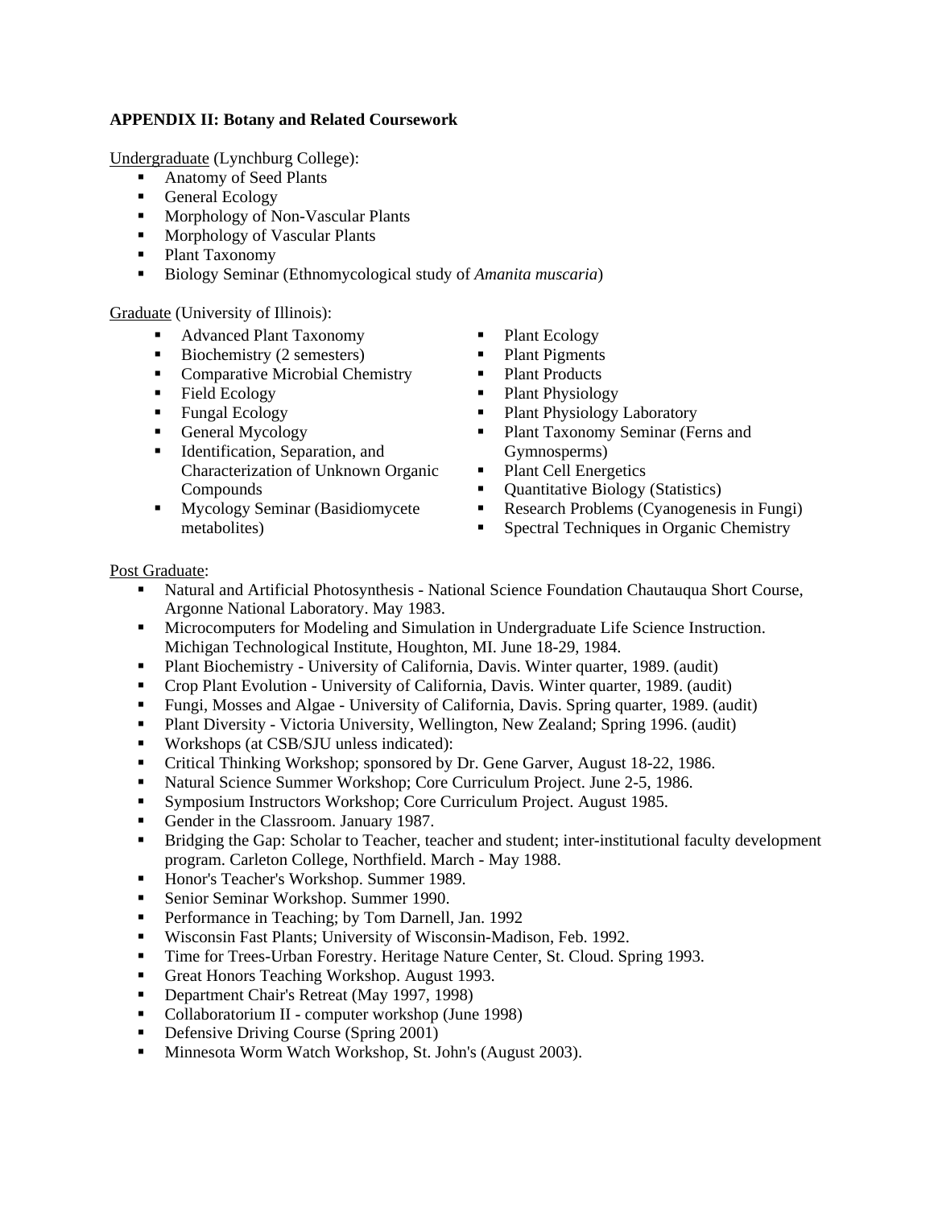**APPENDIX II: Botany and Related Coursework**

<u>Undergraduate</u> (Lynchburg College):

- Anatomy of Seed Plants
- General Ecology
- Morphology of Non-Vascular Plants
- Morphology of Vascular Plants
- Plant Taxonomy
- Biology Seminar (Ethnomycological study of *Amanita muscaria*)

<u>Graduate</u> (University of Illinois):

- Advanced Plant Taxonomy
- Biochemistry (2 semesters)
- Comparative Microbial Chemistry
- Field Ecology
- Fungal Ecology
- General Mycology
- Identification, Separation, and Characterization of Unknown Organic Compounds
- Mycology Seminar (Basidiomycete metabolites)
- Plant Ecology
- Plant Pigments
- Plant Products
- Plant Physiology
- Plant Physiology Laboratory
- Plant Taxonomy Seminar (Ferns and Gymnosperms)
- Plant Cell Energetics
- Quantitative Biology (Statistics)
- Research Problems (Cyanogenesis in Fungi)
- Spectral Techniques in Organic Chemistry

<u>Post Graduate</u>:

- Natural and Artificial Photosynthesis - National Science Foundation Chautauqua Short Course, Argonne National Laboratory. May 1983.
- Microcomputers for Modeling and Simulation in Undergraduate Life Science Instruction. Michigan Technological Institute, Houghton, MI. June 18-29, 1984.
- Plant Biochemistry - University of California, Davis. Winter quarter, 1989. (audit)
- Crop Plant Evolution - University of California, Davis. Winter quarter, 1989. (audit)
- Fungi, Mosses and Algae - University of California, Davis. Spring quarter, 1989. (audit)
- Plant Diversity - Victoria University, Wellington, New Zealand; Spring 1996. (audit)
- Workshops (at CSB/SJU unless indicated):
- Critical Thinking Workshop; sponsored by Dr. Gene Garver, August 18-22, 1986.
- Natural Science Summer Workshop; Core Curriculum Project. June 2-5, 1986.
- Symposium Instructors Workshop; Core Curriculum Project. August 1985.
- Gender in the Classroom. January 1987.
- Bridging the Gap: Scholar to Teacher, teacher and student; inter-institutional faculty development program. Carleton College, Northfield. March - May 1988.
- Honor's Teacher's Workshop. Summer 1989.
- Senior Seminar Workshop. Summer 1990.
- Performance in Teaching; by Tom Darnell, Jan. 1992
- Wisconsin Fast Plants; University of Wisconsin-Madison, Feb. 1992.
- Time for Trees-Urban Forestry. Heritage Nature Center, St. Cloud. Spring 1993.
- Great Honors Teaching Workshop. August 1993.
- Department Chair's Retreat (May 1997, 1998)
- Collaboratorium II - computer workshop (June 1998)
- Defensive Driving Course (Spring 2001)
- Minnesota Worm Watch Workshop, St. John's (August 2003).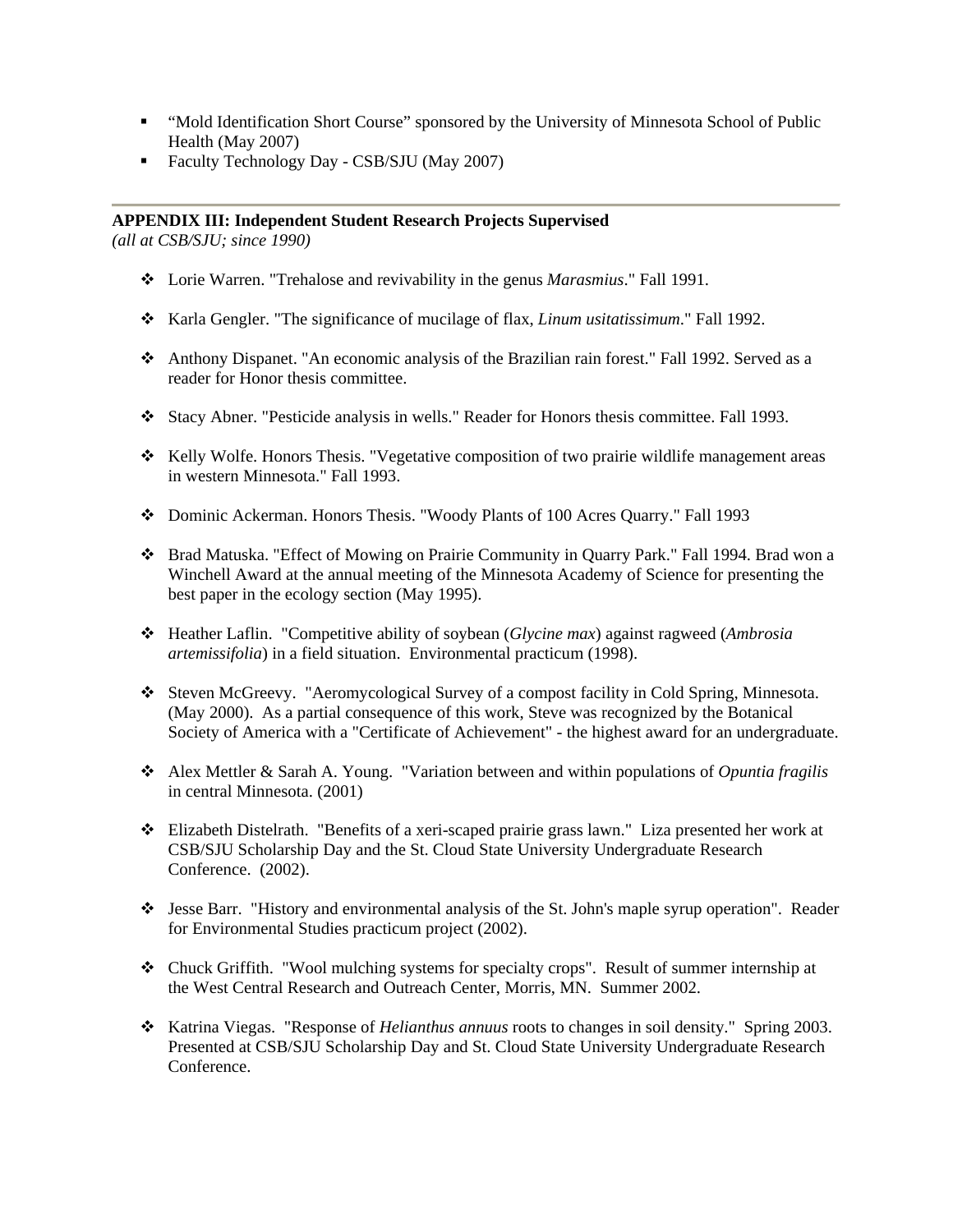- "Mold Identification Short Course" sponsored by the University of Minnesota School of Public Health (May 2007)
- Faculty Technology Day - CSB/SJU (May 2007)

---

**APPENDIX III: Independent Student Research Projects Supervised**
*(all at CSB/SJU; since 1990)*

- Lorie Warren. "Trehalose and revivability in the genus *Marasmius*." Fall 1991.

- Karla Gengler. "The significance of mucilage of flax, *Linum usitatissimum*." Fall 1992.

- Anthony Dispanet. "An economic analysis of the Brazilian rain forest." Fall 1992. Served as a reader for Honor thesis committee.

- Stacy Abner. "Pesticide analysis in wells." Reader for Honors thesis committee. Fall 1993.

- Kelly Wolfe. Honors Thesis. "Vegetative composition of two prairie wildlife management areas in western Minnesota." Fall 1993.

- Dominic Ackerman. Honors Thesis. "Woody Plants of 100 Acres Quarry." Fall 1993

- Brad Matuska. "Effect of Mowing on Prairie Community in Quarry Park." Fall 1994. Brad won a Winchell Award at the annual meeting of the Minnesota Academy of Science for presenting the best paper in the ecology section (May 1995).

- Heather Laflin. "Competitive ability of soybean (*Glycine max*) against ragweed (*Ambrosia artemissifolia*) in a field situation. Environmental practicum (1998).

- Steven McGreevy. "Aeromycological Survey of a compost facility in Cold Spring, Minnesota. (May 2000). As a partial consequence of this work, Steve was recognized by the Botanical Society of America with a "Certificate of Achievement" - the highest award for an undergraduate.

- Alex Mettler & Sarah A. Young. "Variation between and within populations of *Opuntia fragilis* in central Minnesota. (2001)

- Elizabeth Distelrath. "Benefits of a xeri-scaped prairie grass lawn." Liza presented her work at CSB/SJU Scholarship Day and the St. Cloud State University Undergraduate Research Conference. (2002).

- Jesse Barr. "History and environmental analysis of the St. John's maple syrup operation". Reader for Environmental Studies practicum project (2002).

- Chuck Griffith. "Wool mulching systems for specialty crops". Result of summer internship at the West Central Research and Outreach Center, Morris, MN. Summer 2002.

- Katrina Viegas. "Response of *Helianthus annuus* roots to changes in soil density." Spring 2003. Presented at CSB/SJU Scholarship Day and St. Cloud State University Undergraduate Research Conference.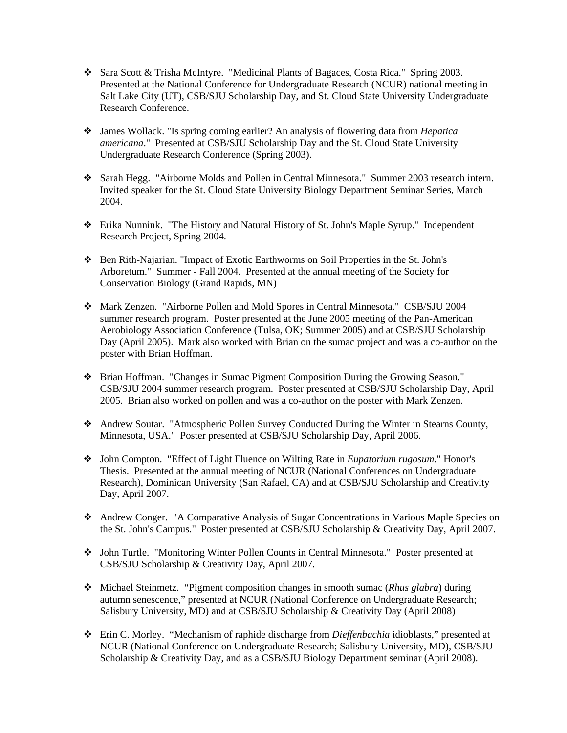- Sara Scott & Trisha McIntyre. "Medicinal Plants of Bagaces, Costa Rica." Spring 2003. Presented at the National Conference for Undergraduate Research (NCUR) national meeting in Salt Lake City (UT), CSB/SJU Scholarship Day, and St. Cloud State University Undergraduate Research Conference.

- James Wollack. "Is spring coming earlier? An analysis of flowering data from *Hepatica americana*." Presented at CSB/SJU Scholarship Day and the St. Cloud State University Undergraduate Research Conference (Spring 2003).

- Sarah Hegg. "Airborne Molds and Pollen in Central Minnesota." Summer 2003 research intern. Invited speaker for the St. Cloud State University Biology Department Seminar Series, March 2004.

- Erika Nunnink. "The History and Natural History of St. John's Maple Syrup." Independent Research Project, Spring 2004.

- Ben Rith-Najarian. "Impact of Exotic Earthworms on Soil Properties in the St. John's Arboretum." Summer - Fall 2004. Presented at the annual meeting of the Society for Conservation Biology (Grand Rapids, MN)

- Mark Zenzen. "Airborne Pollen and Mold Spores in Central Minnesota." CSB/SJU 2004 summer research program. Poster presented at the June 2005 meeting of the Pan-American Aerobiology Association Conference (Tulsa, OK; Summer 2005) and at CSB/SJU Scholarship Day (April 2005). Mark also worked with Brian on the sumac project and was a co-author on the poster with Brian Hoffman.

- Brian Hoffman. "Changes in Sumac Pigment Composition During the Growing Season." CSB/SJU 2004 summer research program. Poster presented at CSB/SJU Scholarship Day, April 2005. Brian also worked on pollen and was a co-author on the poster with Mark Zenzen.

- Andrew Soutar. "Atmospheric Pollen Survey Conducted During the Winter in Stearns County, Minnesota, USA." Poster presented at CSB/SJU Scholarship Day, April 2006.

- John Compton. "Effect of Light Fluence on Wilting Rate in *Eupatorium rugosum*." Honor's Thesis. Presented at the annual meeting of NCUR (National Conferences on Undergraduate Research), Dominican University (San Rafael, CA) and at CSB/SJU Scholarship and Creativity Day, April 2007.

- Andrew Conger. "A Comparative Analysis of Sugar Concentrations in Various Maple Species on the St. John's Campus." Poster presented at CSB/SJU Scholarship & Creativity Day, April 2007.

- John Turtle. "Monitoring Winter Pollen Counts in Central Minnesota." Poster presented at CSB/SJU Scholarship & Creativity Day, April 2007.

- Michael Steinmetz. "Pigment composition changes in smooth sumac (*Rhus glabra*) during autumn senescence," presented at NCUR (National Conference on Undergraduate Research; Salisbury University, MD) and at CSB/SJU Scholarship & Creativity Day (April 2008)

- Erin C. Morley. "Mechanism of raphide discharge from *Dieffenbachia* idioblasts," presented at NCUR (National Conference on Undergraduate Research; Salisbury University, MD), CSB/SJU Scholarship & Creativity Day, and as a CSB/SJU Biology Department seminar (April 2008).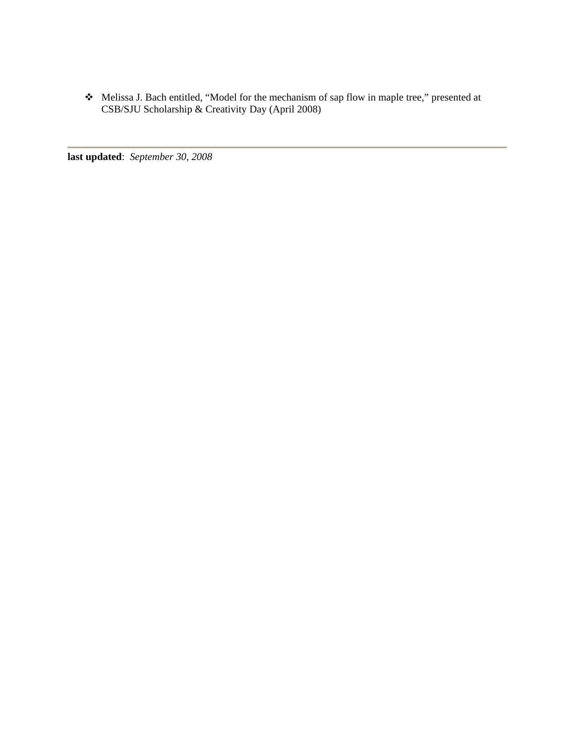- Melissa J. Bach entitled, “Model for the mechanism of sap flow in maple tree,” presented at CSB/SJU Scholarship & Creativity Day (April 2008)

---

**last updated**: *September 30, 2008*